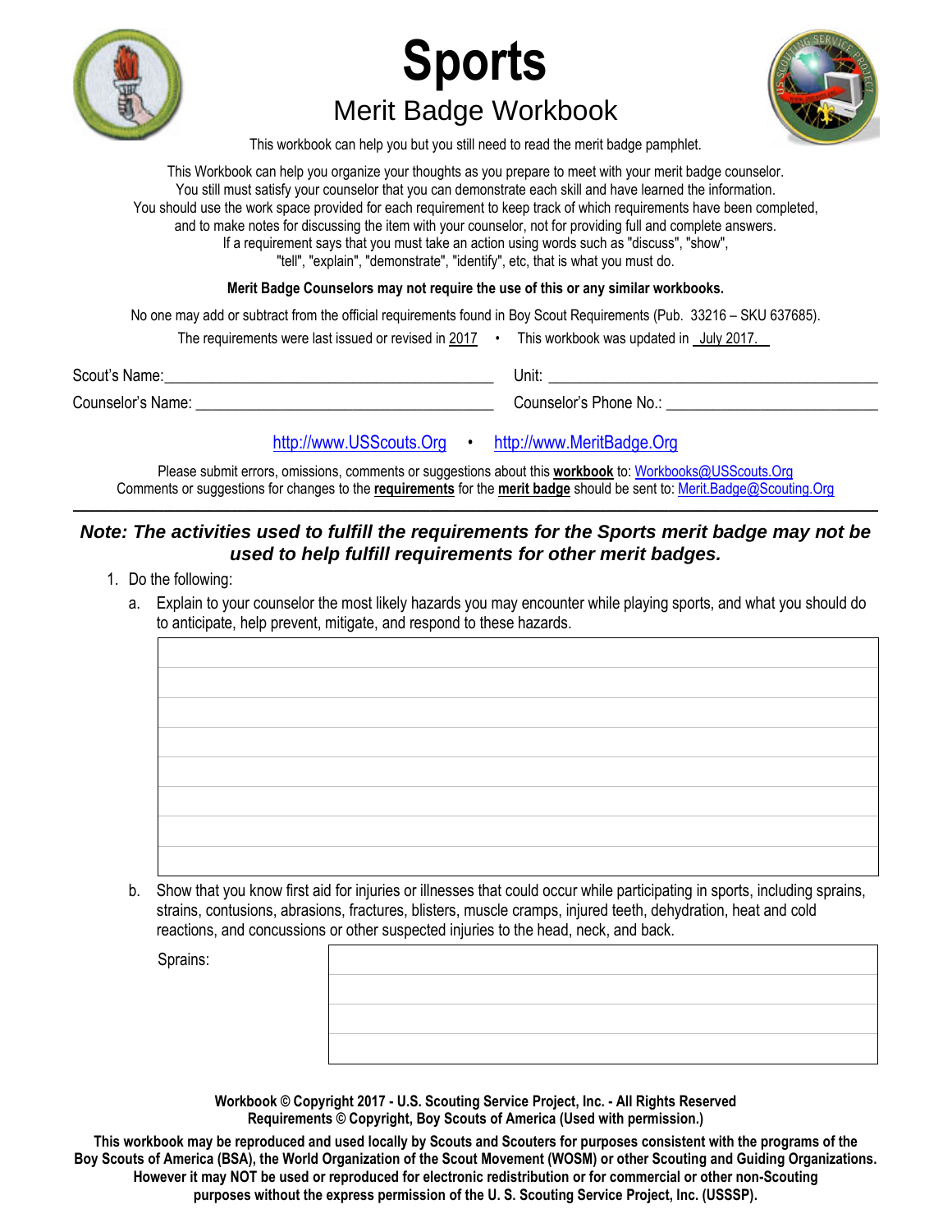# Sports

## Merit Badge Workbook

This workbook can help you but you still need to read the merit badge pamphlet.

This Workbook can help you organize your thoughts as you prepare to meet with your merit badge counselor.
You still must satisfy your counselor that you can demonstrate each skill and have learned the information.
You should use the work space provided for each requirement to keep track of which requirements have been completed,
and to make notes for discussing the item with your counselor, not for providing full and complete answers.
If a requirement says that you must take an action using words such as "discuss", "show",
"tell", "explain", "demonstrate", "identify", etc, that is what you must do.

**Merit Badge Counselors may not require the use of this or any similar workbooks.**

No one may add or subtract from the official requirements found in Boy Scout Requirements (Pub. 33216 – SKU 637685).

The requirements were last issued or revised in 2017 • This workbook was updated in July 2017.

Scout's Name: ________________________ Unit: ________________________

Counselor's Name: ________________________ Counselor's Phone No.: ________________________

http://www.USScouts.Org • http://www.MeritBadge.Org

Please submit errors, omissions, comments or suggestions about this **workbook** to: Workbooks@USScouts.Org
Comments or suggestions for changes to the **requirements** for the **merit badge** should be sent to: Merit.Badge@Scouting.Org

---

***Note: The activities used to fulfill the requirements for the Sports merit badge may not be used to help fulfill requirements for other merit badges.***

1. Do the following:
   a. Explain to your counselor the most likely hazards you may encounter while playing sports, and what you should do to anticipate, help prevent, mitigate, and respond to these hazards.

   b. Show that you know first aid for injuries or illnesses that could occur while participating in sports, including sprains, strains, contusions, abrasions, fractures, blisters, muscle cramps, injured teeth, dehydration, heat and cold reactions, and concussions or other suspected injuries to the head, neck, and back.

   Sprains:

**Workbook © Copyright 2017 - U.S. Scouting Service Project, Inc. - All Rights Reserved**
**Requirements © Copyright, Boy Scouts of America (Used with permission.)**

**This workbook may be reproduced and used locally by Scouts and Scouters for purposes consistent with the programs of the Boy Scouts of America (BSA), the World Organization of the Scout Movement (WOSM) or other Scouting and Guiding Organizations. However it may NOT be used or reproduced for electronic redistribution or for commercial or other non-Scouting purposes without the express permission of the U. S. Scouting Service Project, Inc. (USSSP).**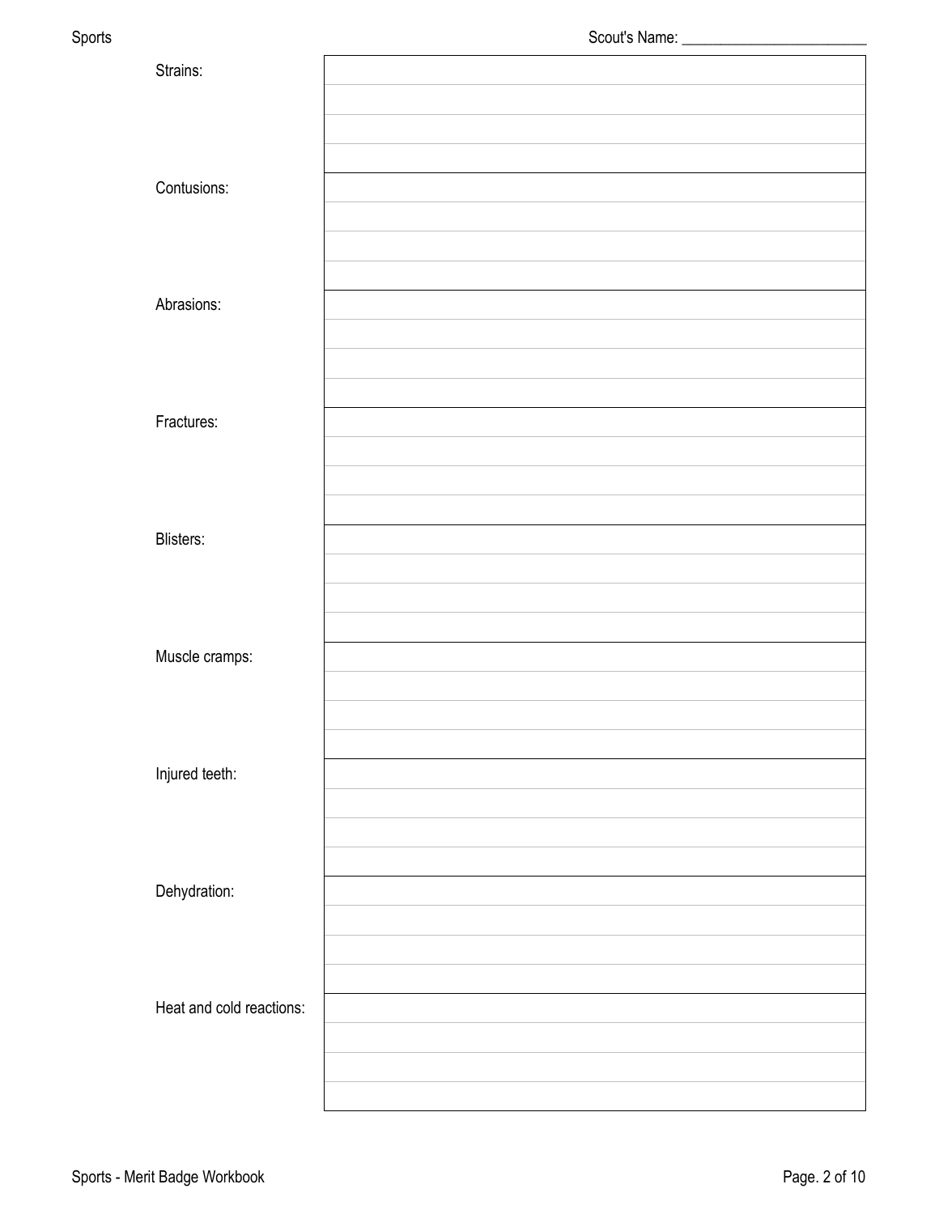Scout's Name: ________________________

| | |
|---|---|
| Strains: | |
| Contusions: | |
| Abrasions: | |
| Fractures: | |
| Blisters: | |
| Muscle cramps: | |
| Injured teeth: | |
| Dehydration: | |
| Heat and cold reactions: | |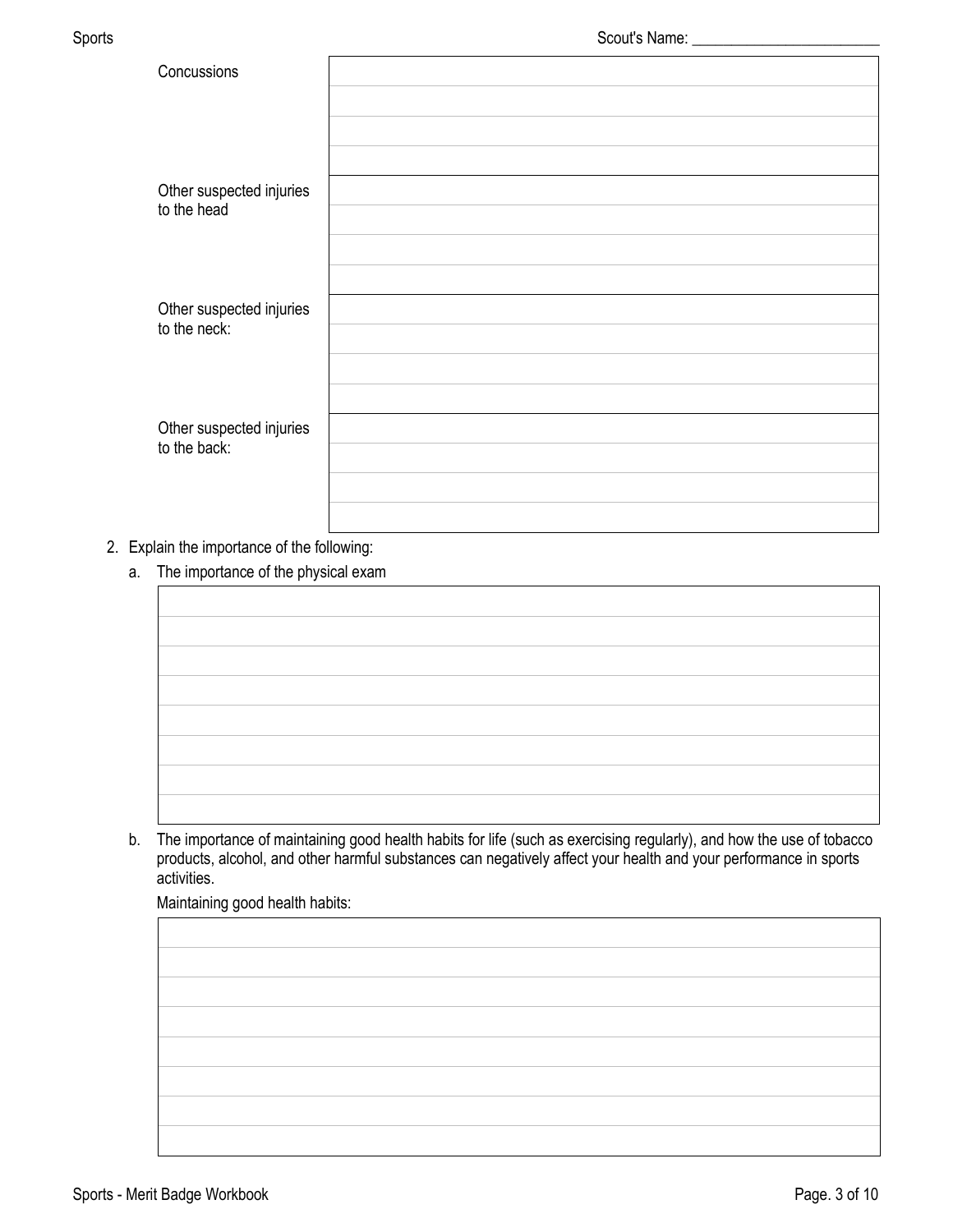| | |
|---|---|
| Concussions | |
| Other suspected injuries to the head | |
| Other suspected injuries to the neck: | |
| Other suspected injuries to the back: | |

2. Explain the importance of the following:
   a. The importance of the physical exam

   b. The importance of maintaining good health habits for life (such as exercising regularly), and how the use of tobacco products, alcohol, and other harmful substances can negatively affect your health and your performance in sports activities.

   Maintaining good health habits: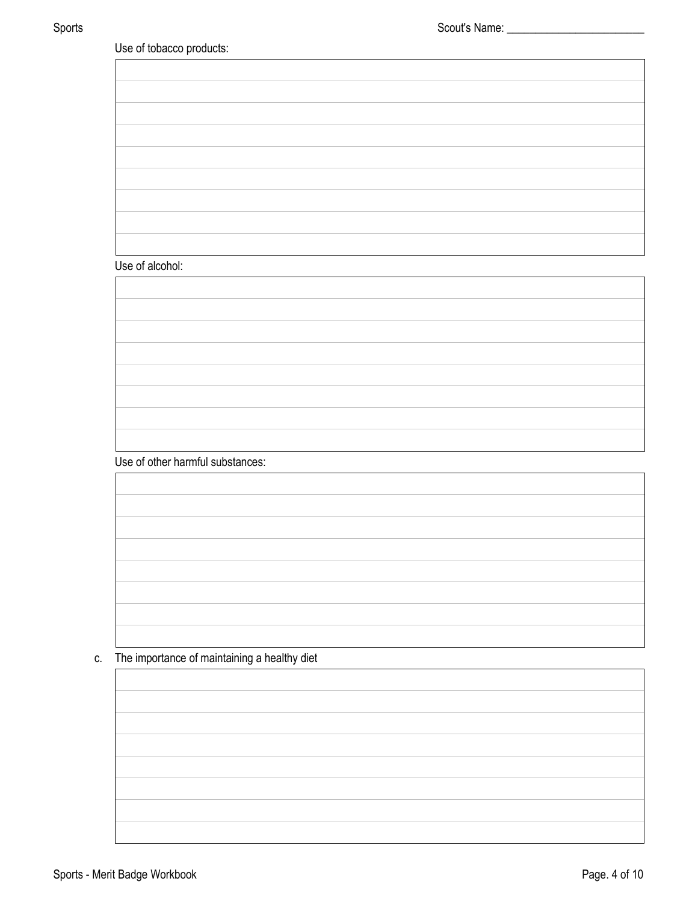Use of tobacco products:

Use of alcohol:

Use of other harmful substances:

c. The importance of maintaining a healthy diet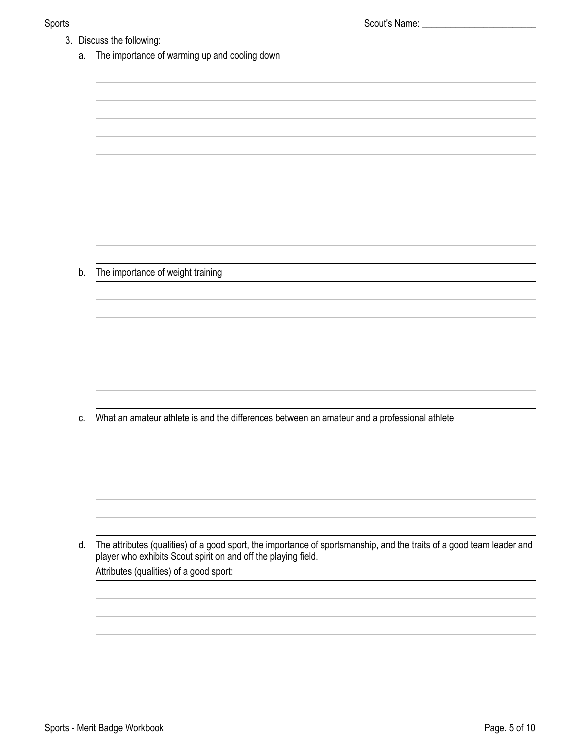Scout's Name: ________________________

3. Discuss the following:

   a. The importance of warming up and cooling down

   b. The importance of weight training

   c. What an amateur athlete is and the differences between an amateur and a professional athlete

   d. The attributes (qualities) of a good sport, the importance of sportsmanship, and the traits of a good team leader and player who exhibits Scout spirit on and off the playing field.

      Attributes (qualities) of a good sport: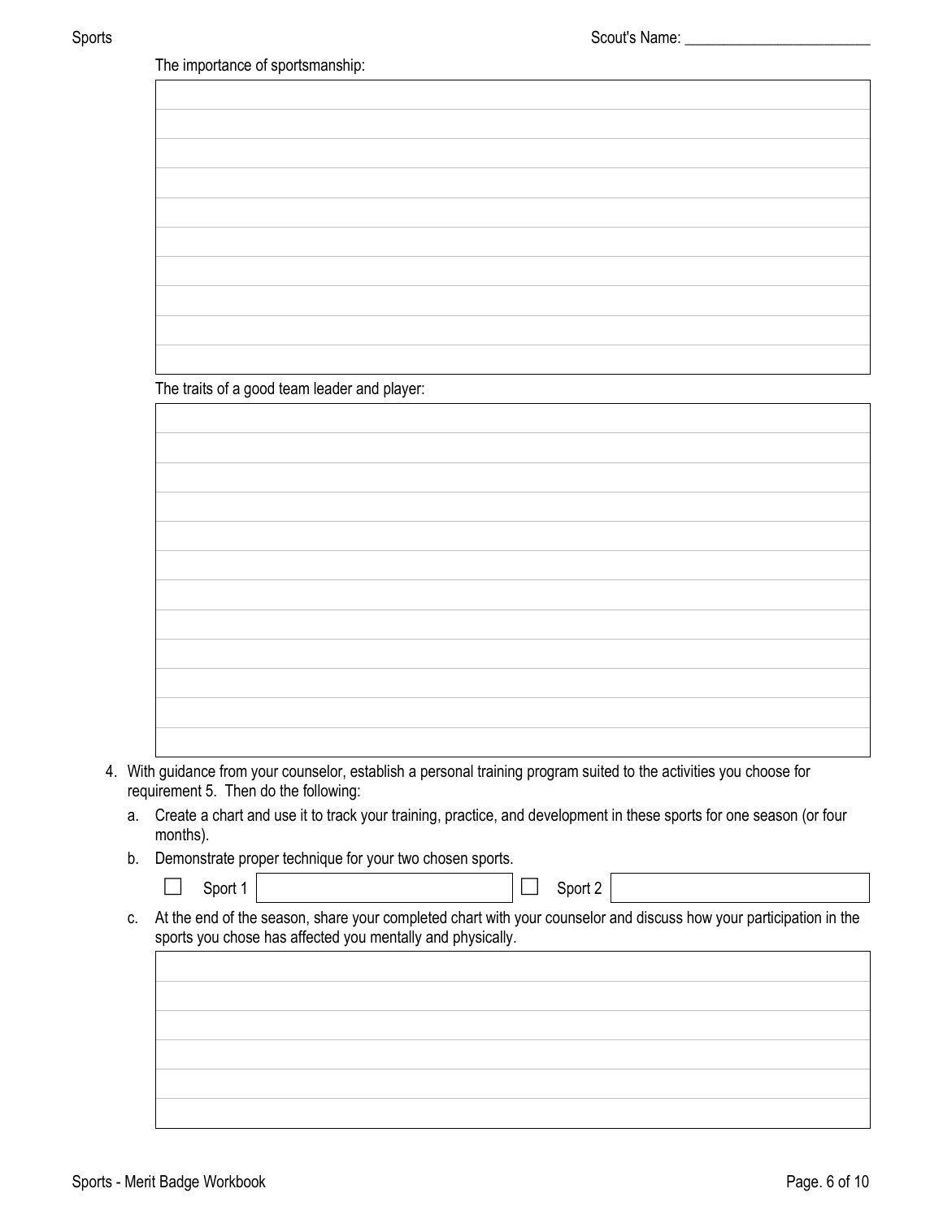The importance of sportsmanship:

The traits of a good team leader and player:

4. With guidance from your counselor, establish a personal training program suited to the activities you choose for requirement 5. Then do the following:
   a. Create a chart and use it to track your training, practice, and development in these sports for one season (or four months).
   b. Demonstrate proper technique for your two chosen sports.

      ☐ Sport 1 ____________________ ☐ Sport 2 ____________________

   c. At the end of the season, share your completed chart with your counselor and discuss how your participation in the sports you chose has affected you mentally and physically.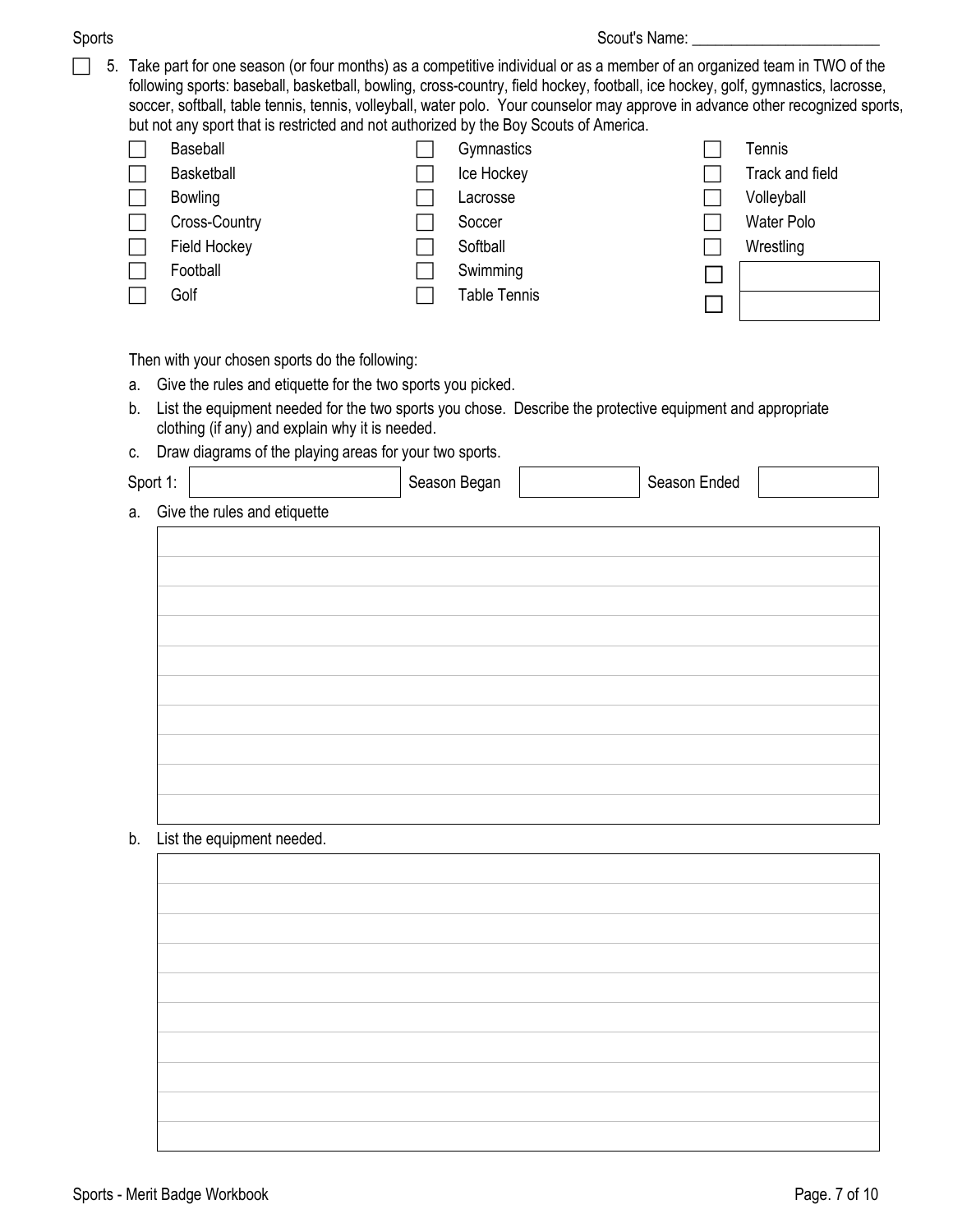Scout's Name: ________________________

☐ 5. Take part for one season (or four months) as a competitive individual or as a member of an organized team in TWO of the following sports: baseball, basketball, bowling, cross-country, field hockey, football, ice hockey, golf, gymnastics, lacrosse, soccer, softball, table tennis, tennis, volleyball, water polo. Your counselor may approve in advance other recognized sports, but not any sport that is restricted and not authorized by the Boy Scouts of America.

| | | |
|---|---|---|
| ☐ Baseball | ☐ Gymnastics | ☐ Tennis |
| ☐ Basketball | ☐ Ice Hockey | ☐ Track and field |
| ☐ Bowling | ☐ Lacrosse | ☐ Volleyball |
| ☐ Cross-Country | ☐ Soccer | ☐ Water Polo |
| ☐ Field Hockey | ☐ Softball | ☐ Wrestling |
| ☐ Football | ☐ Swimming | ☐ ________ |
| ☐ Golf | ☐ Table Tennis | ☐ ________ |

Then with your chosen sports do the following:

a. Give the rules and etiquette for the two sports you picked.

b. List the equipment needed for the two sports you chose. Describe the protective equipment and appropriate clothing (if any) and explain why it is needed.

c. Draw diagrams of the playing areas for your two sports.

| Sport 1: | | Season Began | | Season Ended | |
|---|---|---|---|---|---|

a. Give the rules and etiquette

| |
|---|
| |
| |
| |
| |
| |
| |
| |
| |
| |

b. List the equipment needed.

| |
|---|
| |
| |
| |
| |
| |
| |
| |
| |
| |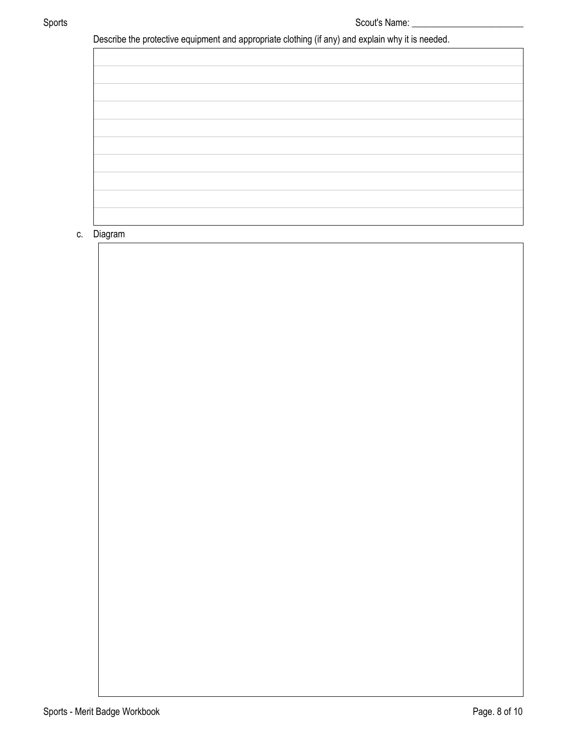Scout's Name: ________________________

Describe the protective equipment and appropriate clothing (if any) and explain why it is needed.

|  |
|---|
|  |
|  |
|  |
|  |
|  |
|  |
|  |
|  |
|  |
|  |

c. Diagram

|  |
|---|
|  |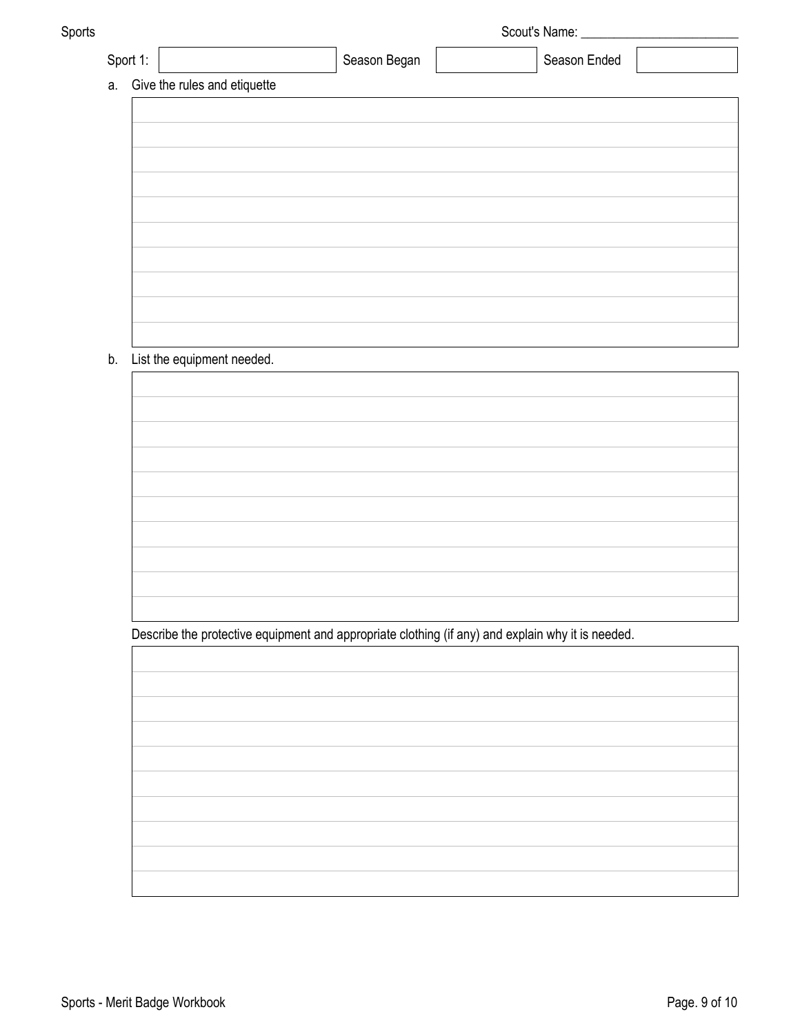Scout's Name: ________________________

| Sport 1: | | Season Began | | Season Ended | |
|---|---|---|---|---|---|

a. Give the rules and etiquette

b. List the equipment needed.

Describe the protective equipment and appropriate clothing (if any) and explain why it is needed.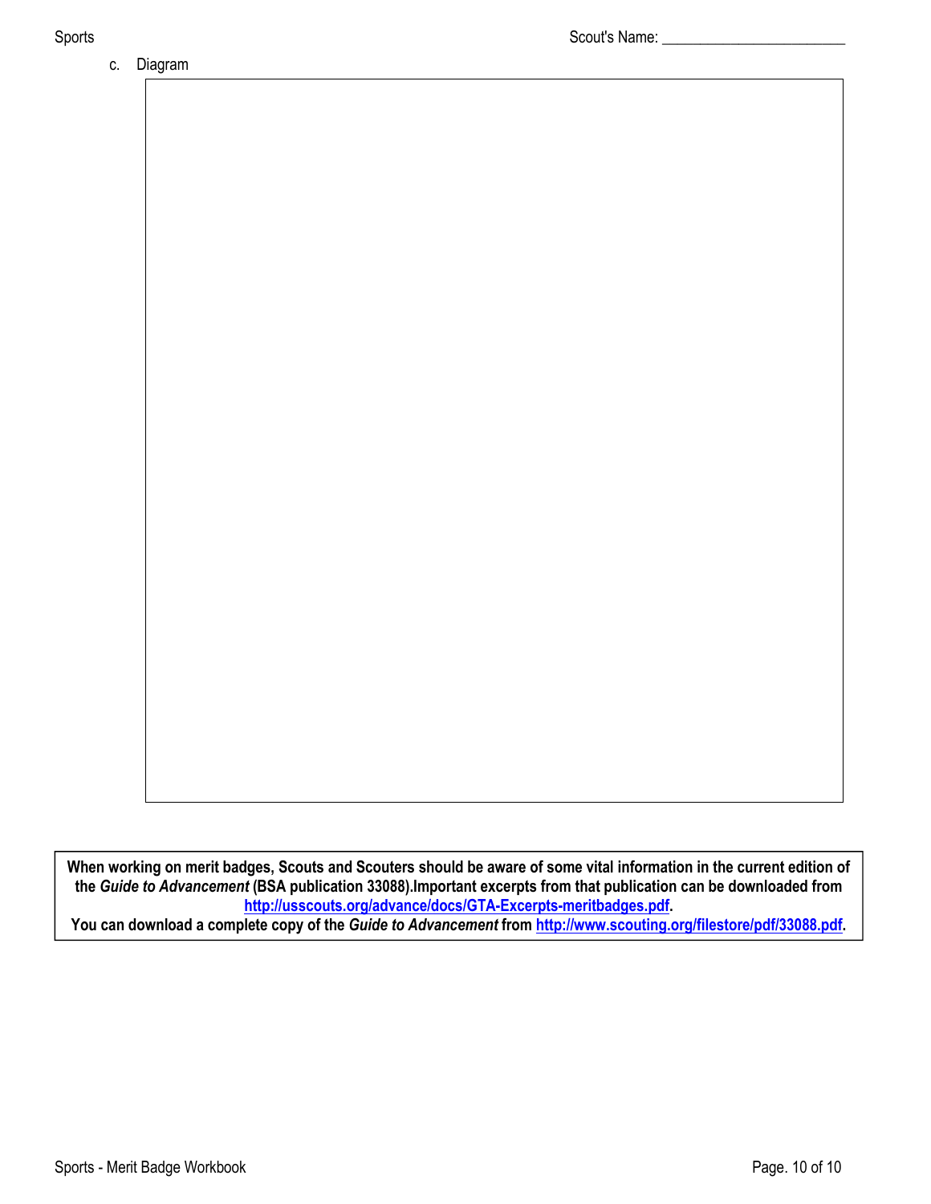c. Diagram

**When working on merit badges, Scouts and Scouters should be aware of some vital information in the current edition of the *Guide to Advancement* (BSA publication 33088).Important excerpts from that publication can be downloaded from [http://usscouts.org/advance/docs/GTA-Excerpts-meritbadges.pdf](http://usscouts.org/advance/docs/GTA-Excerpts-meritbadges.pdf).**
**You can download a complete copy of the *Guide to Advancement* from [http://www.scouting.org/filestore/pdf/33088.pdf](http://www.scouting.org/filestore/pdf/33088.pdf).**